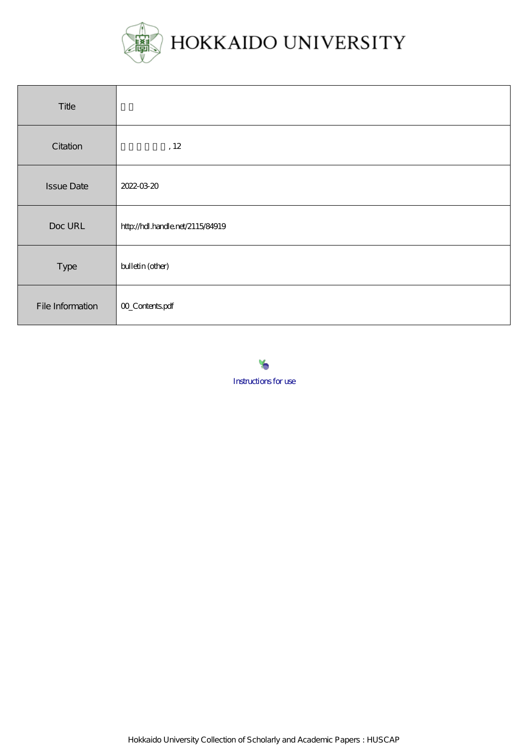# HOKKAIDO UNIVERSITY

| Title | 目次 |
|---|---|
| Citation | , 12 |
| Issue Date | 2022-03-20 |
| Doc URL | http://hdl.handle.net/2115/84919 |
| Type | bulletin (other) |
| File Information | 00_Contents.pdf |

Instructions for use

Hokkaido University Collection of Scholarly and Academic Papers : HUSCAP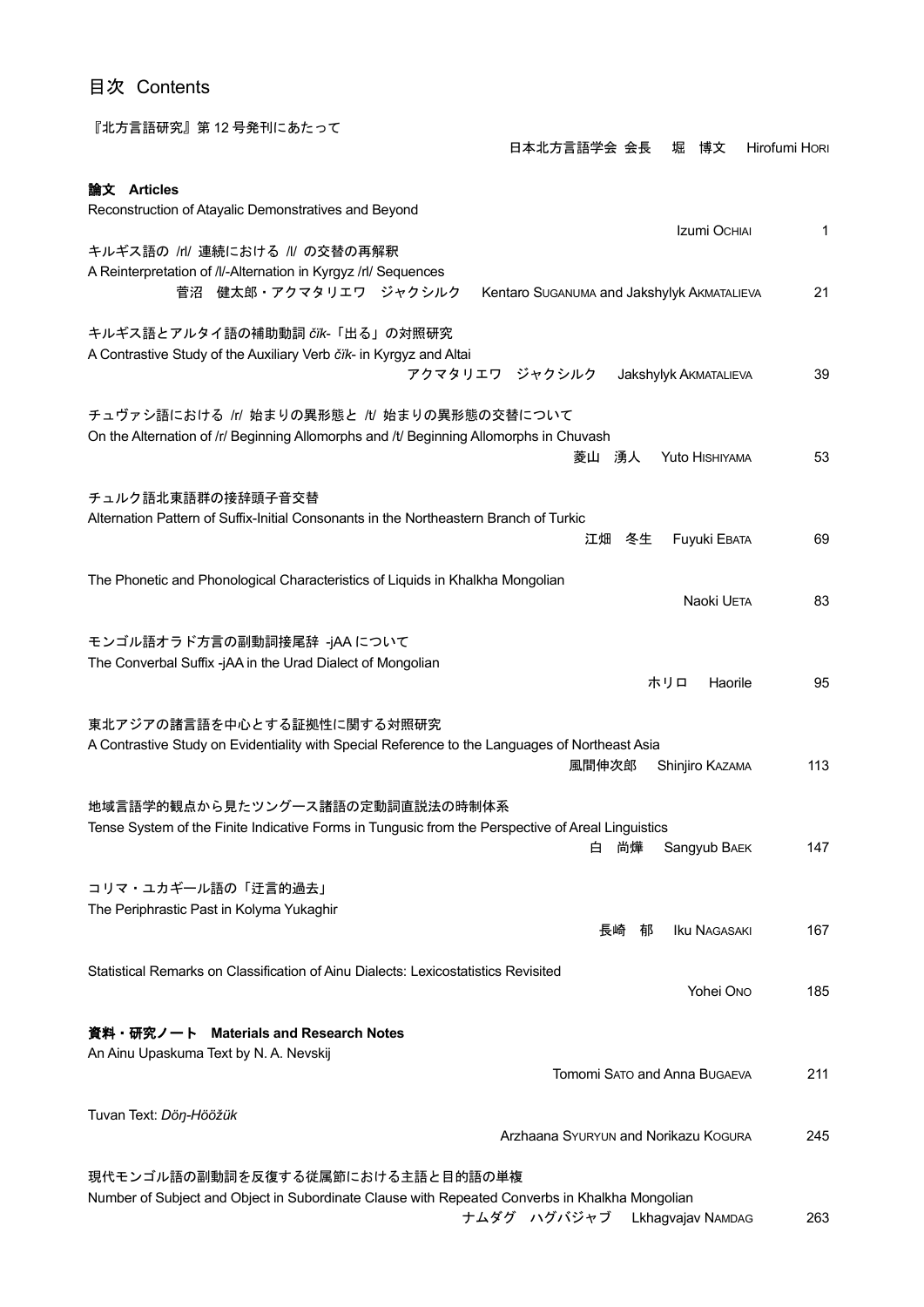# 目次 Contents

『北方言語研究』第 12 号発刊にあたって

日本北方言語学会 会長　堀　博文　Hirofumi HORI

## 論文 Articles

Reconstruction of Atayalic Demonstratives and Beyond

Izumi OCHIAI　1

キルギス語の /rl/ 連続における /l/ の交替の再解釈
A Reinterpretation of /l/-Alternation in Kyrgyz /rl/ Sequences

菅沼　健太郎・アクマタリエワ　ジャクシルク　Kentaro SUGANUMA and Jakshylyk AKMATALIEVA　21

キルギス語とアルタイ語の補助動詞 *čïk*-「出る」の対照研究
A Contrastive Study of the Auxiliary Verb *čïk*- in Kyrgyz and Altai

アクマタリエワ　ジャクシルク　Jakshylyk AKMATALIEVA　39

チュヴァシ語における /r/ 始まりの異形態と /t/ 始まりの異形態の交替について
On the Alternation of /r/ Beginning Allomorphs and /t/ Beginning Allomorphs in Chuvash

菱山　湧人　Yuto HISHIYAMA　53

チュルク語北東語群の接辞頭子音交替
Alternation Pattern of Suffix-Initial Consonants in the Northeastern Branch of Turkic

江畑　冬生　Fuyuki EBATA　69

The Phonetic and Phonological Characteristics of Liquids in Khalkha Mongolian

Naoki UETA　83

モンゴル語オラド方言の副動詞接尾辞 -jAA について
The Converbal Suffix -jAA in the Urad Dialect of Mongolian

ホリロ　Haorile　95

東北アジアの諸言語を中心とする証拠性に関する対照研究
A Contrastive Study on Evidentiality with Special Reference to the Languages of Northeast Asia

風間伸次郎　Shinjiro KAZAMA　113

地域言語学的観点から見たツングース諸語の定動詞直説法の時制体系
Tense System of the Finite Indicative Forms in Tungusic from the Perspective of Areal Linguistics

白　尚燁　Sangyub BAEK　147

コリマ・ユカギール語の「迂言的過去」
The Periphrastic Past in Kolyma Yukaghir

長崎　郁　Iku NAGASAKI　167

Statistical Remarks on Classification of Ainu Dialects: Lexicostatistics Revisited

Yohei ONO　185

## 資料・研究ノート Materials and Research Notes

An Ainu Upaskuma Text by N. A. Nevskij

Tomomi SATO and Anna BUGAEVA　211

Tuvan Text: *Döŋ-Höözük*

Arzhaana SYURYUN and Norikazu KOGURA　245

現代モンゴル語の副動詞を反復する従属節における主語と目的語の単複
Number of Subject and Object in Subordinate Clause with Repeated Converbs in Khalkha Mongolian

ナムダグ　ハグバジャブ　Lkhagvajav NAMDAG　263